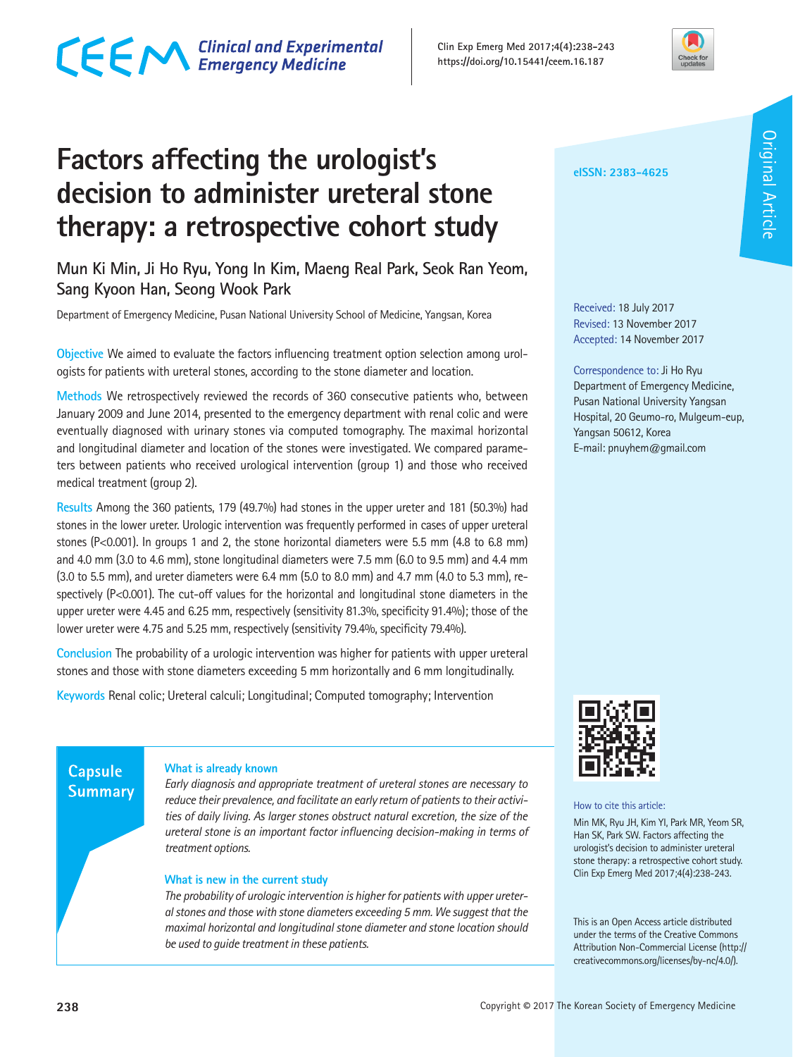Original Article

# Factors affecting the urologist's decision to administer ureteral stone therapy: a retrospective cohort study

Mun Ki Min, Ji Ho Ryu, Yong In Kim, Maeng Real Park, Seok Ran Yeom, Sang Kyoon Han, Seong Wook Park

Department of Emergency Medicine, Pusan National University School of Medicine, Yangsan, Korea

eISSN: 2383-4625

Received: 18 July 2017
Revised: 13 November 2017
Accepted: 14 November 2017

Correspondence to: Ji Ho Ryu
Department of Emergency Medicine, Pusan National University Yangsan Hospital, 20 Geumo-ro, Mulgeum-eup, Yangsan 50612, Korea
E-mail: pnuyhem@gmail.com

**Objective** We aimed to evaluate the factors influencing treatment option selection among urologists for patients with ureteral stones, according to the stone diameter and location.

**Methods** We retrospectively reviewed the records of 360 consecutive patients who, between January 2009 and June 2014, presented to the emergency department with renal colic and were eventually diagnosed with urinary stones via computed tomography. The maximal horizontal and longitudinal diameter and location of the stones were investigated. We compared parameters between patients who received urological intervention (group 1) and those who received medical treatment (group 2).

**Results** Among the 360 patients, 179 (49.7%) had stones in the upper ureter and 181 (50.3%) had stones in the lower ureter. Urologic intervention was frequently performed in cases of upper ureteral stones (P<0.001). In groups 1 and 2, the stone horizontal diameters were 5.5 mm (4.8 to 6.8 mm) and 4.0 mm (3.0 to 4.6 mm), stone longitudinal diameters were 7.5 mm (6.0 to 9.5 mm) and 4.4 mm (3.0 to 5.5 mm), and ureter diameters were 6.4 mm (5.0 to 8.0 mm) and 4.7 mm (4.0 to 5.3 mm), respectively (P<0.001). The cut-off values for the horizontal and longitudinal stone diameters in the upper ureter were 4.45 and 6.25 mm, respectively (sensitivity 81.3%, specificity 91.4%); those of the lower ureter were 4.75 and 5.25 mm, respectively (sensitivity 79.4%, specificity 79.4%).

**Conclusion** The probability of a urologic intervention was higher for patients with upper ureteral stones and those with stone diameters exceeding 5 mm horizontally and 6 mm longitudinally.

**Keywords** Renal colic; Ureteral calculi; Longitudinal; Computed tomography; Intervention

## Capsule Summary

### What is already known

*Early diagnosis and appropriate treatment of ureteral stones are necessary to reduce their prevalence, and facilitate an early return of patients to their activities of daily living. As larger stones obstruct natural excretion, the size of the ureteral stone is an important factor influencing decision-making in terms of treatment options.*

### What is new in the current study

*The probability of urologic intervention is higher for patients with upper ureteral stones and those with stone diameters exceeding 5 mm. We suggest that the maximal horizontal and longitudinal stone diameter and stone location should be used to guide treatment in these patients.*

How to cite this article:
Min MK, Ryu JH, Kim YI, Park MR, Yeom SR, Han SK, Park SW. Factors affecting the urologist's decision to administer ureteral stone therapy: a retrospective cohort study. Clin Exp Emerg Med 2017;4(4):238-243.

This is an Open Access article distributed under the terms of the Creative Commons Attribution Non-Commercial License (http://creativecommons.org/licenses/by-nc/4.0/).

Copyright © 2017 The Korean Society of Emergency Medicine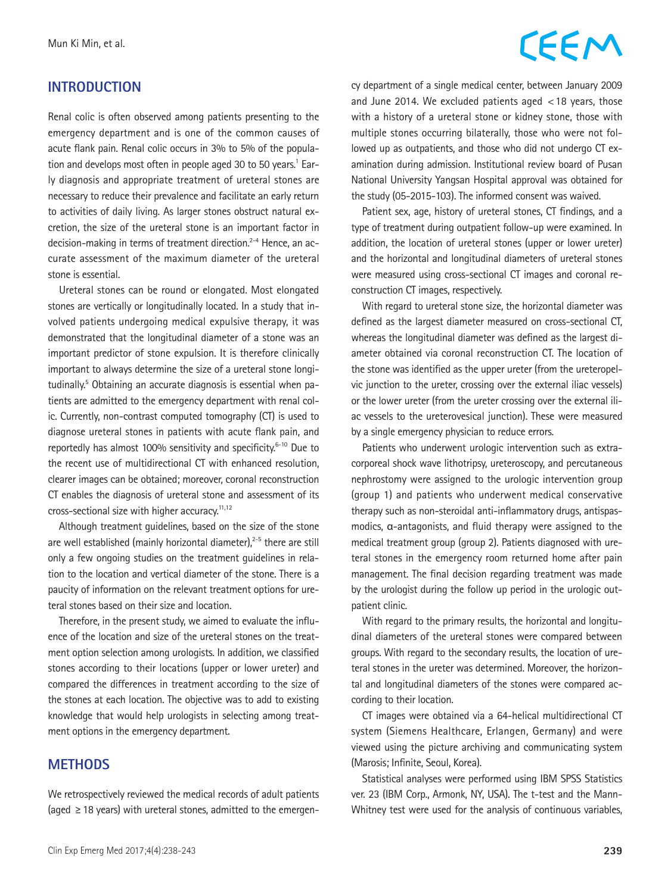## INTRODUCTION

Renal colic is often observed among patients presenting to the emergency department and is one of the common causes of acute flank pain. Renal colic occurs in 3% to 5% of the population and develops most often in people aged 30 to 50 years.[1] Early diagnosis and appropriate treatment of ureteral stones are necessary to reduce their prevalence and facilitate an early return to activities of daily living. As larger stones obstruct natural excretion, the size of the ureteral stone is an important factor in decision-making in terms of treatment direction.[2-4] Hence, an accurate assessment of the maximum diameter of the ureteral stone is essential.

Ureteral stones can be round or elongated. Most elongated stones are vertically or longitudinally located. In a study that involved patients undergoing medical expulsive therapy, it was demonstrated that the longitudinal diameter of a stone was an important predictor of stone expulsion. It is therefore clinically important to always determine the size of a ureteral stone longitudinally.[5] Obtaining an accurate diagnosis is essential when patients are admitted to the emergency department with renal colic. Currently, non-contrast computed tomography (CT) is used to diagnose ureteral stones in patients with acute flank pain, and reportedly has almost 100% sensitivity and specificity.[6-10] Due to the recent use of multidirectional CT with enhanced resolution, clearer images can be obtained; moreover, coronal reconstruction CT enables the diagnosis of ureteral stone and assessment of its cross-sectional size with higher accuracy.[11,12]

Although treatment guidelines, based on the size of the stone are well established (mainly horizontal diameter),[2-5] there are still only a few ongoing studies on the treatment guidelines in relation to the location and vertical diameter of the stone. There is a paucity of information on the relevant treatment options for ureteral stones based on their size and location.

Therefore, in the present study, we aimed to evaluate the influence of the location and size of the ureteral stones on the treatment option selection among urologists. In addition, we classified stones according to their locations (upper or lower ureter) and compared the differences in treatment according to the size of the stones at each location. The objective was to add to existing knowledge that would help urologists in selecting among treatment options in the emergency department.

## METHODS

We retrospectively reviewed the medical records of adult patients (aged ≥18 years) with ureteral stones, admitted to the emergency department of a single medical center, between January 2009 and June 2014. We excluded patients aged <18 years, those with a history of a ureteral stone or kidney stone, those with multiple stones occurring bilaterally, those who were not followed up as outpatients, and those who did not undergo CT examination during admission. Institutional review board of Pusan National University Yangsan Hospital approval was obtained for the study (05-2015-103). The informed consent was waived.

Patient sex, age, history of ureteral stones, CT findings, and a type of treatment during outpatient follow-up were examined. In addition, the location of ureteral stones (upper or lower ureter) and the horizontal and longitudinal diameters of ureteral stones were measured using cross-sectional CT images and coronal reconstruction CT images, respectively.

With regard to ureteral stone size, the horizontal diameter was defined as the largest diameter measured on cross-sectional CT, whereas the longitudinal diameter was defined as the largest diameter obtained via coronal reconstruction CT. The location of the stone was identified as the upper ureter (from the ureteropelvic junction to the ureter, crossing over the external iliac vessels) or the lower ureter (from the ureter crossing over the external iliac vessels to the ureterovesical junction). These were measured by a single emergency physician to reduce errors.

Patients who underwent urologic intervention such as extracorporeal shock wave lithotripsy, ureteroscopy, and percutaneous nephrostomy were assigned to the urologic intervention group (group 1) and patients who underwent medical conservative therapy such as non-steroidal anti-inflammatory drugs, antispasmodics, α-antagonists, and fluid therapy were assigned to the medical treatment group (group 2). Patients diagnosed with ureteral stones in the emergency room returned home after pain management. The final decision regarding treatment was made by the urologist during the follow up period in the urologic outpatient clinic.

With regard to the primary results, the horizontal and longitudinal diameters of the ureteral stones were compared between groups. With regard to the secondary results, the location of ureteral stones in the ureter was determined. Moreover, the horizontal and longitudinal diameters of the stones were compared according to their location.

CT images were obtained via a 64-helical multidirectional CT system (Siemens Healthcare, Erlangen, Germany) and were viewed using the picture archiving and communicating system (Marosis; Infinite, Seoul, Korea).

Statistical analyses were performed using IBM SPSS Statistics ver. 23 (IBM Corp., Armonk, NY, USA). The t-test and the Mann-Whitney test were used for the analysis of continuous variables,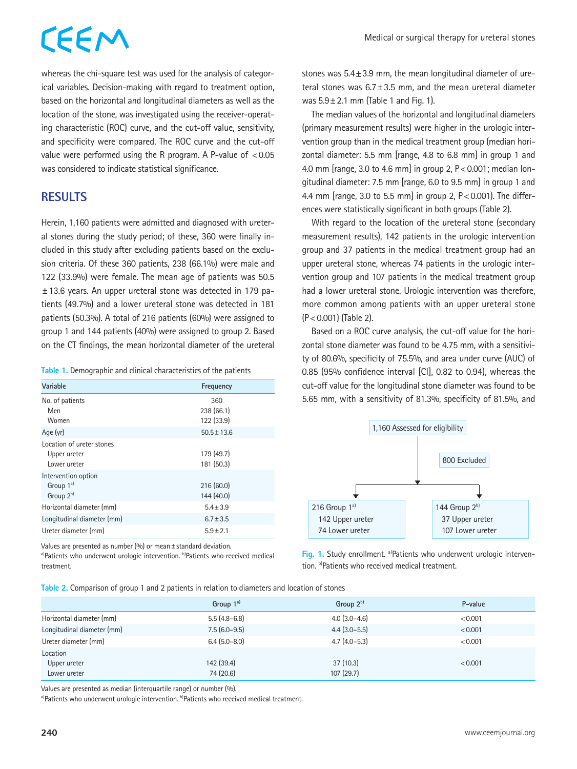whereas the chi-square test was used for the analysis of categorical variables. Decision-making with regard to treatment option, based on the horizontal and longitudinal diameters as well as the location of the stone, was investigated using the receiver-operating characteristic (ROC) curve, and the cut-off value, sensitivity, and specificity were compared. The ROC curve and the cut-off value were performed using the R program. A P-value of <0.05 was considered to indicate statistical significance.

## RESULTS

Herein, 1,160 patients were admitted and diagnosed with ureteral stones during the study period; of these, 360 were finally included in this study after excluding patients based on the exclusion criteria. Of these 360 patients, 238 (66.1%) were male and 122 (33.9%) were female. The mean age of patients was 50.5 ± 13.6 years. An upper ureteral stone was detected in 179 patients (49.7%) and a lower ureteral stone was detected in 181 patients (50.3%). A total of 216 patients (60%) were assigned to group 1 and 144 patients (40%) were assigned to group 2. Based on the CT findings, the mean horizontal diameter of the ureteral stones was 5.4 ± 3.9 mm, the mean longitudinal diameter of ureteral stones was 6.7 ± 3.5 mm, and the mean ureteral diameter was 5.9 ± 2.1 mm (Table 1 and Fig. 1).

Table 1. Demographic and clinical characteristics of the patients

| Variable | Frequency |
|---|---|
| No. of patients | 360 |
| Men | 238 (66.1) |
| Women | 122 (33.9) |
| Age (yr) | 50.5 ± 13.6 |
| Location of ureter stones | |
| Upper ureter | 179 (49.7) |
| Lower ureter | 181 (50.3) |
| Intervention option | |
| Group 1[a] | 216 (60.0) |
| Group 2[b] | 144 (40.0) |
| Horizontal diameter (mm) | 5.4 ± 3.9 |
| Longitudinal diameter (mm) | 6.7 ± 3.5 |
| Ureter diameter (mm) | 5.9 ± 2.1 |

Values are presented as number (%) or mean ± standard deviation.
[a]Patients who underwent urologic intervention. [b]Patients who received medical treatment.

The median values of the horizontal and longitudinal diameters (primary measurement results) were higher in the urologic intervention group than in the medical treatment group (median horizontal diameter: 5.5 mm [range, 4.8 to 6.8 mm] in group 1 and 4.0 mm [range, 3.0 to 4.6 mm] in group 2, P < 0.001; median longitudinal diameter: 7.5 mm [range, 6.0 to 9.5 mm] in group 1 and 4.4 mm [range, 3.0 to 5.5 mm] in group 2, P < 0.001). The differences were statistically significant in both groups (Table 2).

With regard to the location of the ureteral stone (secondary measurement results), 142 patients in the urologic intervention group and 37 patients in the medical treatment group had an upper ureteral stone, whereas 74 patients in the urologic intervention group and 107 patients in the medical treatment group had a lower ureteral stone. Urologic intervention was therefore, more common among patients with an upper ureteral stone (P < 0.001) (Table 2).

Based on a ROC curve analysis, the cut-off value for the horizontal stone diameter was found to be 4.75 mm, with a sensitivity of 80.6%, specificity of 75.5%, and area under curve (AUC) of 0.85 (95% confidence interval [CI], 0.82 to 0.94), whereas the cut-off value for the longitudinal stone diameter was found to be 5.65 mm, with a sensitivity of 81.3%, specificity of 81.5%, and

1,160 Assessed for eligibility → 800 Excluded → 216 Group 1[a] (142 Upper ureter, 74 Lower ureter); 144 Group 2[b] (37 Upper ureter, 107 Lower ureter)

Fig. 1. Study enrollment. [a]Patients who underwent urologic intervention. [b]Patients who received medical treatment.

Table 2. Comparison of group 1 and 2 patients in relation to diameters and location of stones

| | Group 1[a] | Group 2[b] | P-value |
|---|---|---|---|
| Horizontal diameter (mm) | 5.5 (4.8–6.8) | 4.0 (3.0–4.6) | <0.001 |
| Longitudinal diameter (mm) | 7.5 (6.0–9.5) | 4.4 (3.0–5.5) | <0.001 |
| Ureter diameter (mm) | 6.4 (5.0–8.0) | 4.7 (4.0–5.3) | <0.001 |
| Location | | | |
| Upper ureter | 142 (39.4) | 37 (10.3) | <0.001 |
| Lower ureter | 74 (20.6) | 107 (29.7) | |

Values are presented as median (interquartile range) or number (%).
[a]Patients who underwent urologic intervention. [b]Patients who received medical treatment.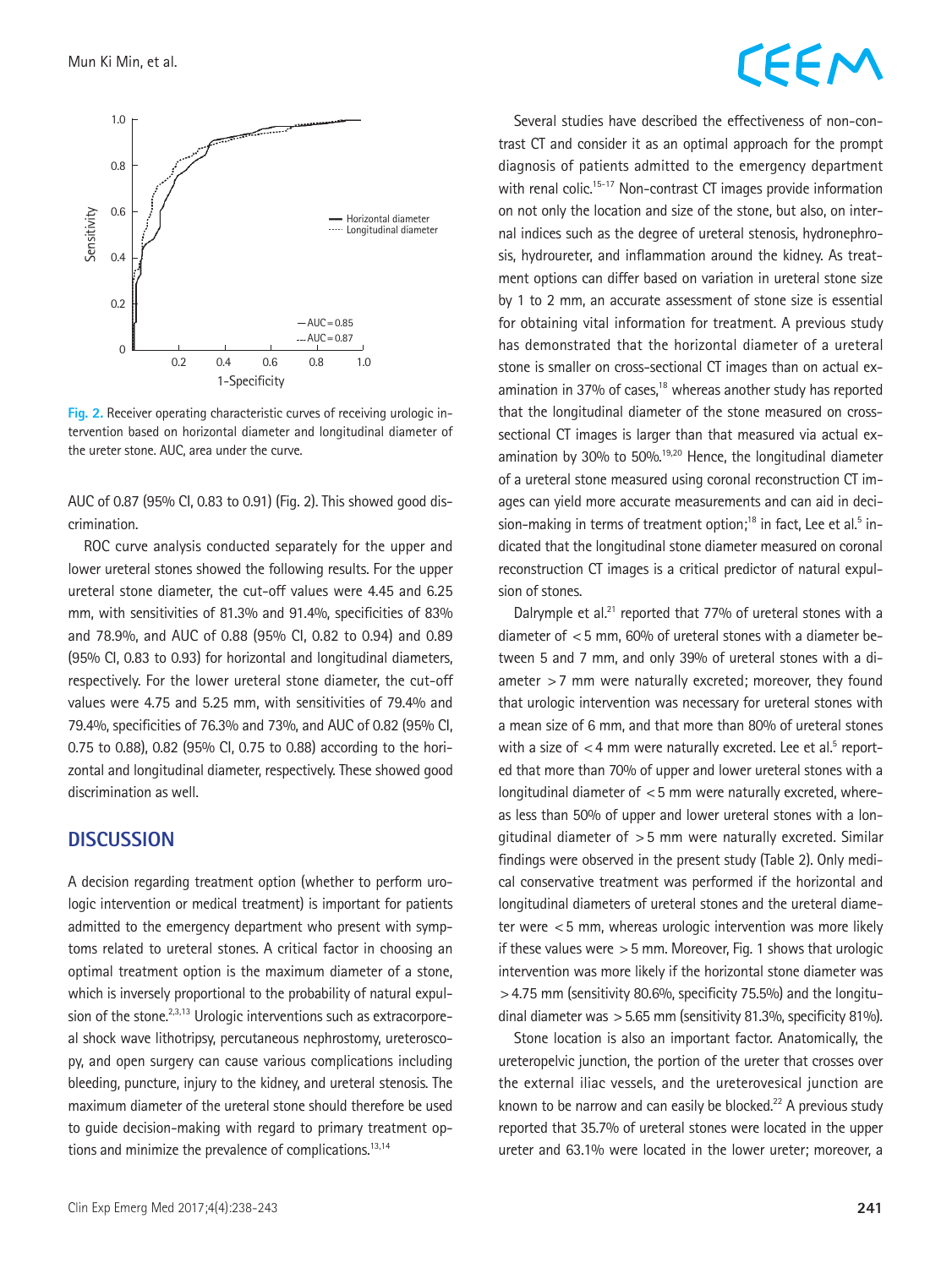Fig. 2. Receiver operating characteristic curves of receiving urologic intervention based on horizontal diameter and longitudinal diameter of the ureter stone. AUC, area under the curve.

AUC of 0.87 (95% CI, 0.83 to 0.91) (Fig. 2). This showed good discrimination.

ROC curve analysis conducted separately for the upper and lower ureteral stones showed the following results. For the upper ureteral stone diameter, the cut-off values were 4.45 and 6.25 mm, with sensitivities of 81.3% and 91.4%, specificities of 83% and 78.9%, and AUC of 0.88 (95% CI, 0.82 to 0.94) and 0.89 (95% CI, 0.83 to 0.93) for horizontal and longitudinal diameters, respectively. For the lower ureteral stone diameter, the cut-off values were 4.75 and 5.25 mm, with sensitivities of 79.4% and 79.4%, specificities of 76.3% and 73%, and AUC of 0.82 (95% CI, 0.75 to 0.88), 0.82 (95% CI, 0.75 to 0.88) according to the horizontal and longitudinal diameter, respectively. These showed good discrimination as well.

## DISCUSSION

A decision regarding treatment option (whether to perform urologic intervention or medical treatment) is important for patients admitted to the emergency department who present with symptoms related to ureteral stones. A critical factor in choosing an optimal treatment option is the maximum diameter of a stone, which is inversely proportional to the probability of natural expulsion of the stone.[2,3,13] Urologic interventions such as extracorporeal shock wave lithotripsy, percutaneous nephrostomy, ureteroscopy, and open surgery can cause various complications including bleeding, puncture, injury to the kidney, and ureteral stenosis. The maximum diameter of the ureteral stone should therefore be used to guide decision-making with regard to primary treatment options and minimize the prevalence of complications.[13,14]

Several studies have described the effectiveness of non-contrast CT and consider it as an optimal approach for the prompt diagnosis of patients admitted to the emergency department with renal colic.[15-17] Non-contrast CT images provide information on not only the location and size of the stone, but also, on internal indices such as the degree of ureteral stenosis, hydronephrosis, hydroureter, and inflammation around the kidney. As treatment options can differ based on variation in ureteral stone size by 1 to 2 mm, an accurate assessment of stone size is essential for obtaining vital information for treatment. A previous study has demonstrated that the horizontal diameter of a ureteral stone is smaller on cross-sectional CT images than on actual examination in 37% of cases,[18] whereas another study has reported that the longitudinal diameter of the stone measured on cross-sectional CT images is larger than that measured via actual examination by 30% to 50%.[19,20] Hence, the longitudinal diameter of a ureteral stone measured using coronal reconstruction CT images can yield more accurate measurements and can aid in decision-making in terms of treatment option;[18] in fact, Lee et al.[5] indicated that the longitudinal stone diameter measured on coronal reconstruction CT images is a critical predictor of natural expulsion of stones.

Dalrymple et al.[21] reported that 77% of ureteral stones with a diameter of <5 mm, 60% of ureteral stones with a diameter between 5 and 7 mm, and only 39% of ureteral stones with a diameter >7 mm were naturally excreted; moreover, they found that urologic intervention was necessary for ureteral stones with a mean size of 6 mm, and that more than 80% of ureteral stones with a size of <4 mm were naturally excreted. Lee et al.[5] reported that more than 70% of upper and lower ureteral stones with a longitudinal diameter of <5 mm were naturally excreted, whereas less than 50% of upper and lower ureteral stones with a longitudinal diameter of >5 mm were naturally excreted. Similar findings were observed in the present study (Table 2). Only medical conservative treatment was performed if the horizontal and longitudinal diameters of ureteral stones and the ureteral diameter were <5 mm, whereas urologic intervention was more likely if these values were >5 mm. Moreover, Fig. 1 shows that urologic intervention was more likely if the horizontal stone diameter was >4.75 mm (sensitivity 80.6%, specificity 75.5%) and the longitudinal diameter was >5.65 mm (sensitivity 81.3%, specificity 81%).

Stone location is also an important factor. Anatomically, the ureteropelvic junction, the portion of the ureter that crosses over the external iliac vessels, and the ureterovesical junction are known to be narrow and can easily be blocked.[22] A previous study reported that 35.7% of ureteral stones were located in the upper ureter and 63.1% were located in the lower ureter; moreover, a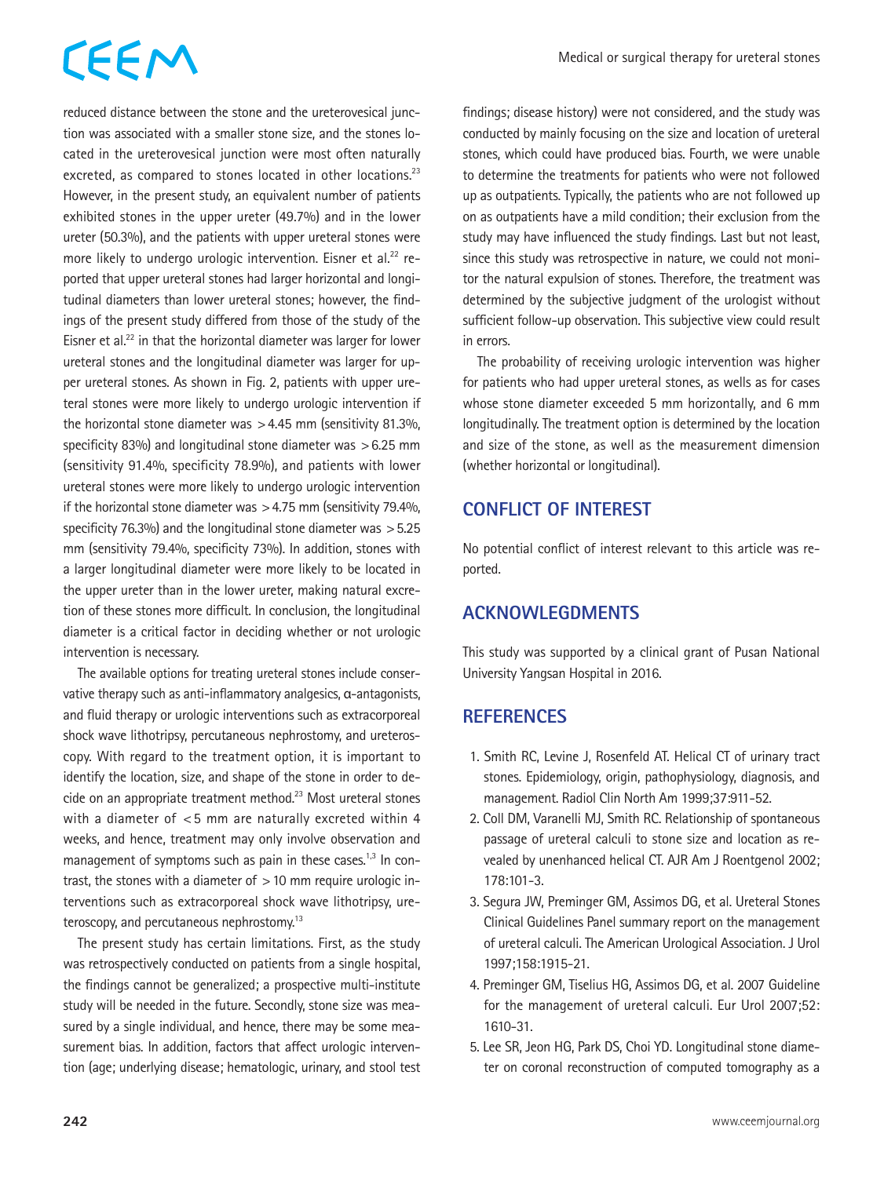reduced distance between the stone and the ureterovesical junction was associated with a smaller stone size, and the stones located in the ureterovesical junction were most often naturally excreted, as compared to stones located in other locations.[23] However, in the present study, an equivalent number of patients exhibited stones in the upper ureter (49.7%) and in the lower ureter (50.3%), and the patients with upper ureteral stones were more likely to undergo urologic intervention. Eisner et al.[22] reported that upper ureteral stones had larger horizontal and longitudinal diameters than lower ureteral stones; however, the findings of the present study differed from those of the study of the Eisner et al.[22] in that the horizontal diameter was larger for lower ureteral stones and the longitudinal diameter was larger for upper ureteral stones. As shown in Fig. 2, patients with upper ureteral stones were more likely to undergo urologic intervention if the horizontal stone diameter was >4.45 mm (sensitivity 81.3%, specificity 83%) and longitudinal stone diameter was >6.25 mm (sensitivity 91.4%, specificity 78.9%), and patients with lower ureteral stones were more likely to undergo urologic intervention if the horizontal stone diameter was >4.75 mm (sensitivity 79.4%, specificity 76.3%) and the longitudinal stone diameter was >5.25 mm (sensitivity 79.4%, specificity 73%). In addition, stones with a larger longitudinal diameter were more likely to be located in the upper ureter than in the lower ureter, making natural excretion of these stones more difficult. In conclusion, the longitudinal diameter is a critical factor in deciding whether or not urologic intervention is necessary.

The available options for treating ureteral stones include conservative therapy such as anti-inflammatory analgesics, α-antagonists, and fluid therapy or urologic interventions such as extracorporeal shock wave lithotripsy, percutaneous nephrostomy, and ureteroscopy. With regard to the treatment option, it is important to identify the location, size, and shape of the stone in order to decide on an appropriate treatment method.[23] Most ureteral stones with a diameter of <5 mm are naturally excreted within 4 weeks, and hence, treatment may only involve observation and management of symptoms such as pain in these cases.[1,3] In contrast, the stones with a diameter of >10 mm require urologic interventions such as extracorporeal shock wave lithotripsy, ureteroscopy, and percutaneous nephrostomy.[13]

The present study has certain limitations. First, as the study was retrospectively conducted on patients from a single hospital, the findings cannot be generalized; a prospective multi-institute study will be needed in the future. Secondly, stone size was measured by a single individual, and hence, there may be some measurement bias. In addition, factors that affect urologic intervention (age; underlying disease; hematologic, urinary, and stool test findings; disease history) were not considered, and the study was conducted by mainly focusing on the size and location of ureteral stones, which could have produced bias. Fourth, we were unable to determine the treatments for patients who were not followed up as outpatients. Typically, the patients who are not followed up on as outpatients have a mild condition; their exclusion from the study may have influenced the study findings. Last but not least, since this study was retrospective in nature, we could not monitor the natural expulsion of stones. Therefore, the treatment was determined by the subjective judgment of the urologist without sufficient follow-up observation. This subjective view could result in errors.

The probability of receiving urologic intervention was higher for patients who had upper ureteral stones, as wells as for cases whose stone diameter exceeded 5 mm horizontally, and 6 mm longitudinally. The treatment option is determined by the location and size of the stone, as well as the measurement dimension (whether horizontal or longitudinal).

## CONFLICT OF INTEREST

No potential conflict of interest relevant to this article was reported.

## ACKNOWLEGDMENTS

This study was supported by a clinical grant of Pusan National University Yangsan Hospital in 2016.

## REFERENCES

1. Smith RC, Levine J, Rosenfeld AT. Helical CT of urinary tract stones. Epidemiology, origin, pathophysiology, diagnosis, and management. Radiol Clin North Am 1999;37:911-52.
2. Coll DM, Varanelli MJ, Smith RC. Relationship of spontaneous passage of ureteral calculi to stone size and location as revealed by unenhanced helical CT. AJR Am J Roentgenol 2002; 178:101-3.
3. Segura JW, Preminger GM, Assimos DG, et al. Ureteral Stones Clinical Guidelines Panel summary report on the management of ureteral calculi. The American Urological Association. J Urol 1997;158:1915-21.
4. Preminger GM, Tiselius HG, Assimos DG, et al. 2007 Guideline for the management of ureteral calculi. Eur Urol 2007;52: 1610-31.
5. Lee SR, Jeon HG, Park DS, Choi YD. Longitudinal stone diameter on coronal reconstruction of computed tomography as a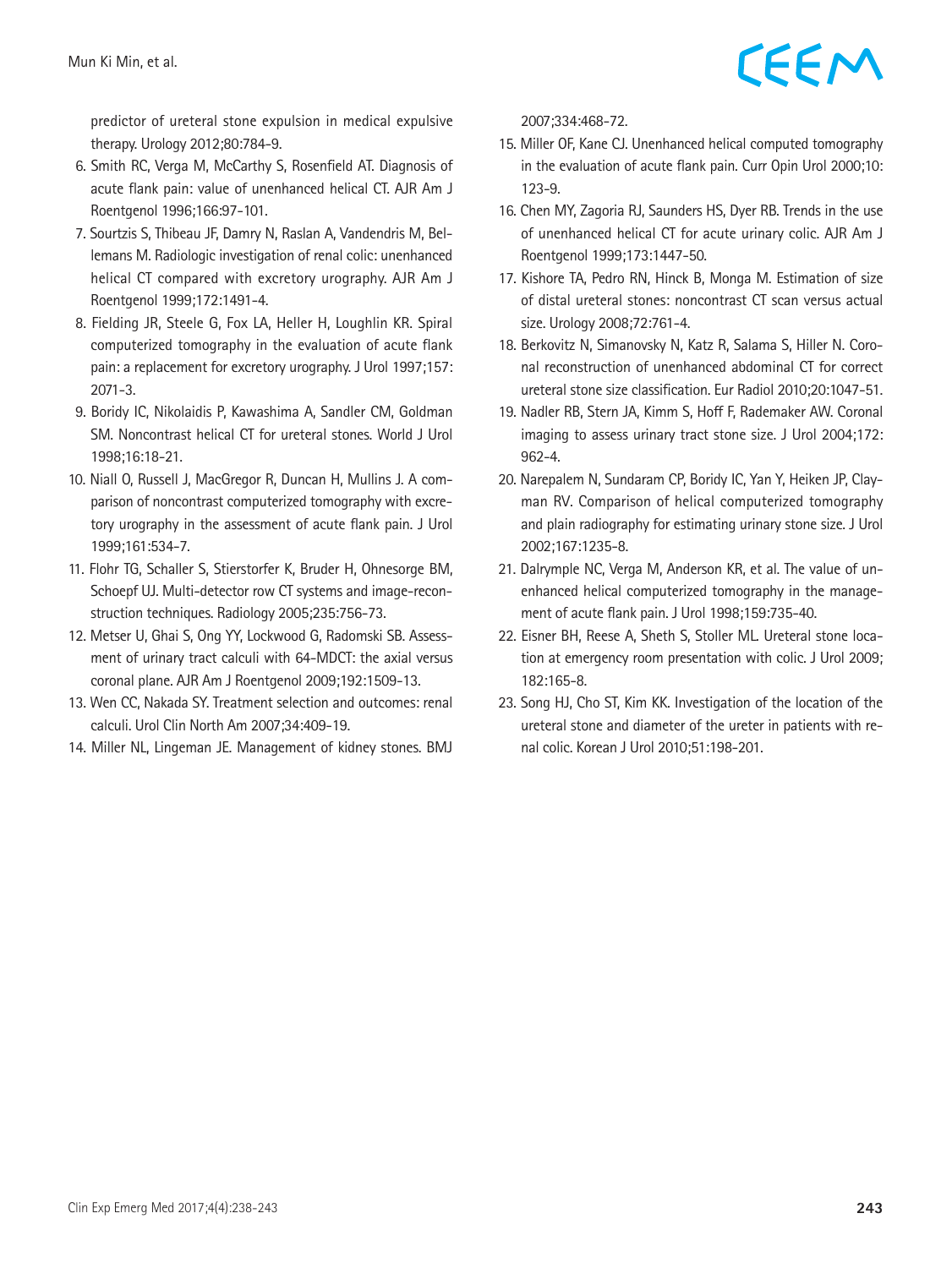predictor of ureteral stone expulsion in medical expulsive therapy. Urology 2012;80:784-9.

6. Smith RC, Verga M, McCarthy S, Rosenfield AT. Diagnosis of acute flank pain: value of unenhanced helical CT. AJR Am J Roentgenol 1996;166:97-101.
7. Sourtzis S, Thibeau JF, Damry N, Raslan A, Vandendris M, Bellemans M. Radiologic investigation of renal colic: unenhanced helical CT compared with excretory urography. AJR Am J Roentgenol 1999;172:1491-4.
8. Fielding JR, Steele G, Fox LA, Heller H, Loughlin KR. Spiral computerized tomography in the evaluation of acute flank pain: a replacement for excretory urography. J Urol 1997;157:2071-3.
9. Boridy IC, Nikolaidis P, Kawashima A, Sandler CM, Goldman SM. Noncontrast helical CT for ureteral stones. World J Urol 1998;16:18-21.
10. Niall O, Russell J, MacGregor R, Duncan H, Mullins J. A comparison of noncontrast computerized tomography with excretory urography in the assessment of acute flank pain. J Urol 1999;161:534-7.
11. Flohr TG, Schaller S, Stierstorfer K, Bruder H, Ohnesorge BM, Schoepf UJ. Multi-detector row CT systems and image-reconstruction techniques. Radiology 2005;235:756-73.
12. Metser U, Ghai S, Ong YY, Lockwood G, Radomski SB. Assessment of urinary tract calculi with 64-MDCT: the axial versus coronal plane. AJR Am J Roentgenol 2009;192:1509-13.
13. Wen CC, Nakada SY. Treatment selection and outcomes: renal calculi. Urol Clin North Am 2007;34:409-19.
14. Miller NL, Lingeman JE. Management of kidney stones. BMJ 2007;334:468-72.
15. Miller OF, Kane CJ. Unenhanced helical computed tomography in the evaluation of acute flank pain. Curr Opin Urol 2000;10:123-9.
16. Chen MY, Zagoria RJ, Saunders HS, Dyer RB. Trends in the use of unenhanced helical CT for acute urinary colic. AJR Am J Roentgenol 1999;173:1447-50.
17. Kishore TA, Pedro RN, Hinck B, Monga M. Estimation of size of distal ureteral stones: noncontrast CT scan versus actual size. Urology 2008;72:761-4.
18. Berkovitz N, Simanovsky N, Katz R, Salama S, Hiller N. Coronal reconstruction of unenhanced abdominal CT for correct ureteral stone size classification. Eur Radiol 2010;20:1047-51.
19. Nadler RB, Stern JA, Kimm S, Hoff F, Rademaker AW. Coronal imaging to assess urinary tract stone size. J Urol 2004;172:962-4.
20. Narepalem N, Sundaram CP, Boridy IC, Yan Y, Heiken JP, Clayman RV. Comparison of helical computerized tomography and plain radiography for estimating urinary stone size. J Urol 2002;167:1235-8.
21. Dalrymple NC, Verga M, Anderson KR, et al. The value of unenhanced helical computerized tomography in the management of acute flank pain. J Urol 1998;159:735-40.
22. Eisner BH, Reese A, Sheth S, Stoller ML. Ureteral stone location at emergency room presentation with colic. J Urol 2009;182:165-8.
23. Song HJ, Cho ST, Kim KK. Investigation of the location of the ureteral stone and diameter of the ureter in patients with renal colic. Korean J Urol 2010;51:198-201.